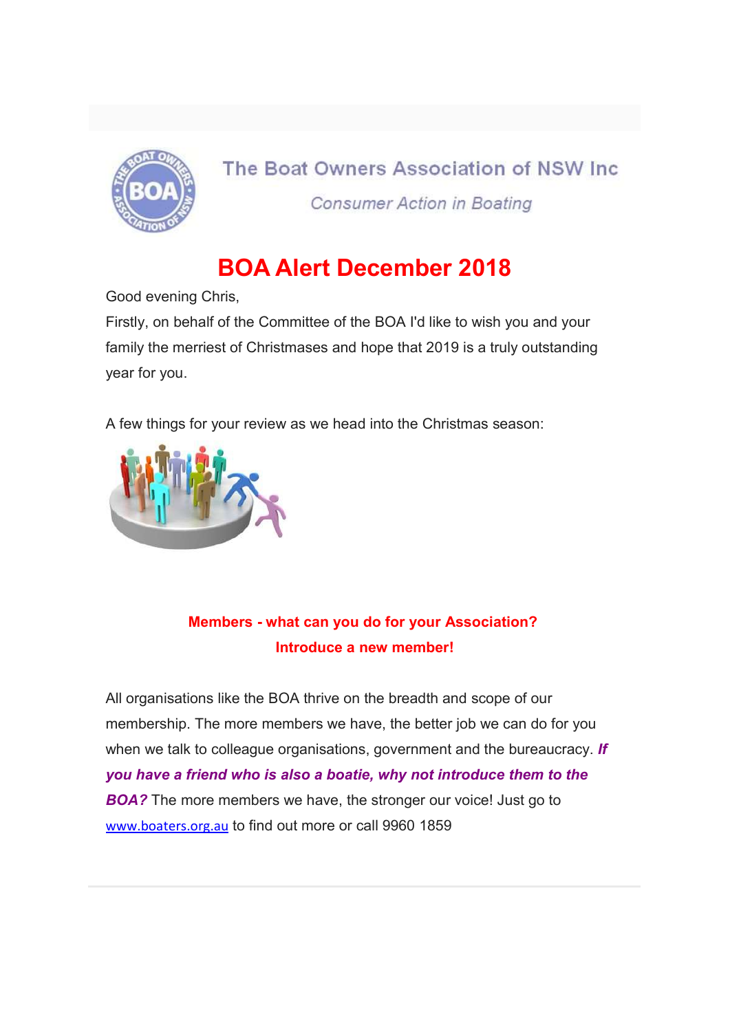The Boat Owners Association of NSW Inc

*Consumer Action in Boating*

# BOA Alert December 2018

Good evening Chris,

Firstly, on behalf of the Committee of the BOA I'd like to wish you and your family the merriest of Christmases and hope that 2019 is a truly outstanding year for you.

A few things for your review as we head into the Christmas season:

**Members - what can you do for your Association?**
**Introduce a new member!**

All organisations like the BOA thrive on the breadth and scope of our membership. The more members we have, the better job we can do for you when we talk to colleague organisations, government and the bureaucracy. ***If you have a friend who is also a boatie, why not introduce them to the BOA?*** The more members we have, the stronger our voice! Just go to www.boaters.org.au to find out more or call 9960 1859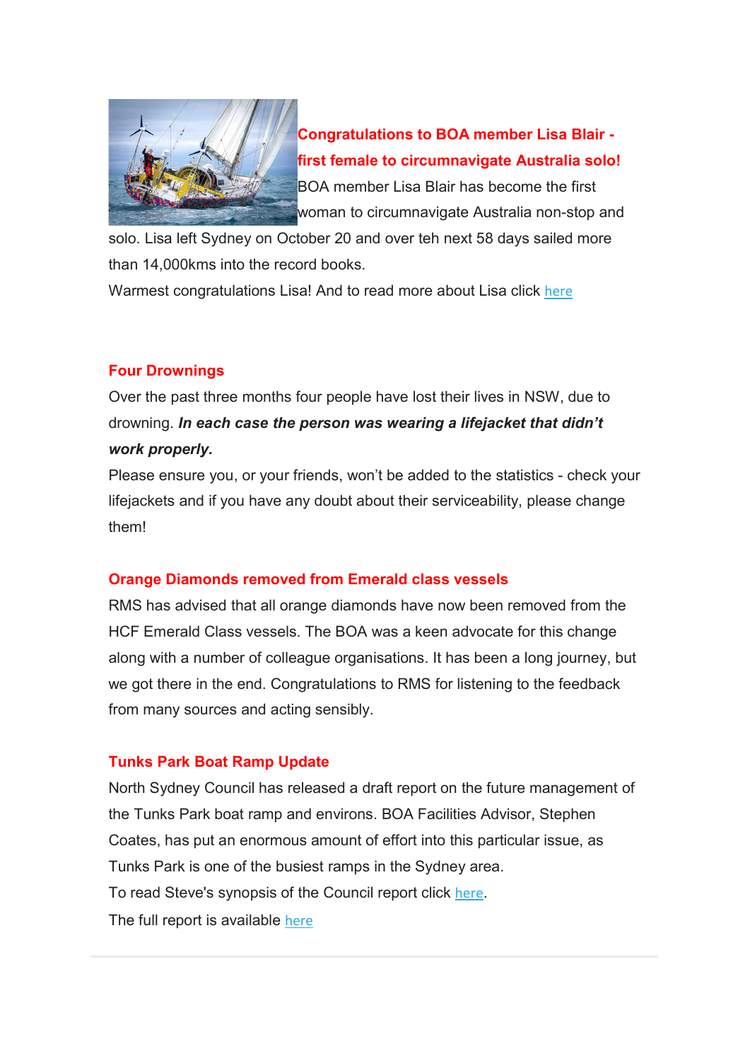### Congratulations to BOA member Lisa Blair - first female to circumnavigate Australia solo!

BOA member Lisa Blair has become the first woman to circumnavigate Australia non-stop and solo. Lisa left Sydney on October 20 and over teh next 58 days sailed more than 14,000kms into the record books.

Warmest congratulations Lisa! And to read more about Lisa click here

### Four Drownings

Over the past three months four people have lost their lives in NSW, due to drowning. ***In each case the person was wearing a lifejacket that didn't work properly.***

Please ensure you, or your friends, won't be added to the statistics - check your lifejackets and if you have any doubt about their serviceability, please change them!

### Orange Diamonds removed from Emerald class vessels

RMS has advised that all orange diamonds have now been removed from the HCF Emerald Class vessels. The BOA was a keen advocate for this change along with a number of colleague organisations. It has been a long journey, but we got there in the end. Congratulations to RMS for listening to the feedback from many sources and acting sensibly.

### Tunks Park Boat Ramp Update

North Sydney Council has released a draft report on the future management of the Tunks Park boat ramp and environs. BOA Facilities Advisor, Stephen Coates, has put an enormous amount of effort into this particular issue, as Tunks Park is one of the busiest ramps in the Sydney area.

To read Steve's synopsis of the Council report click here.

The full report is available here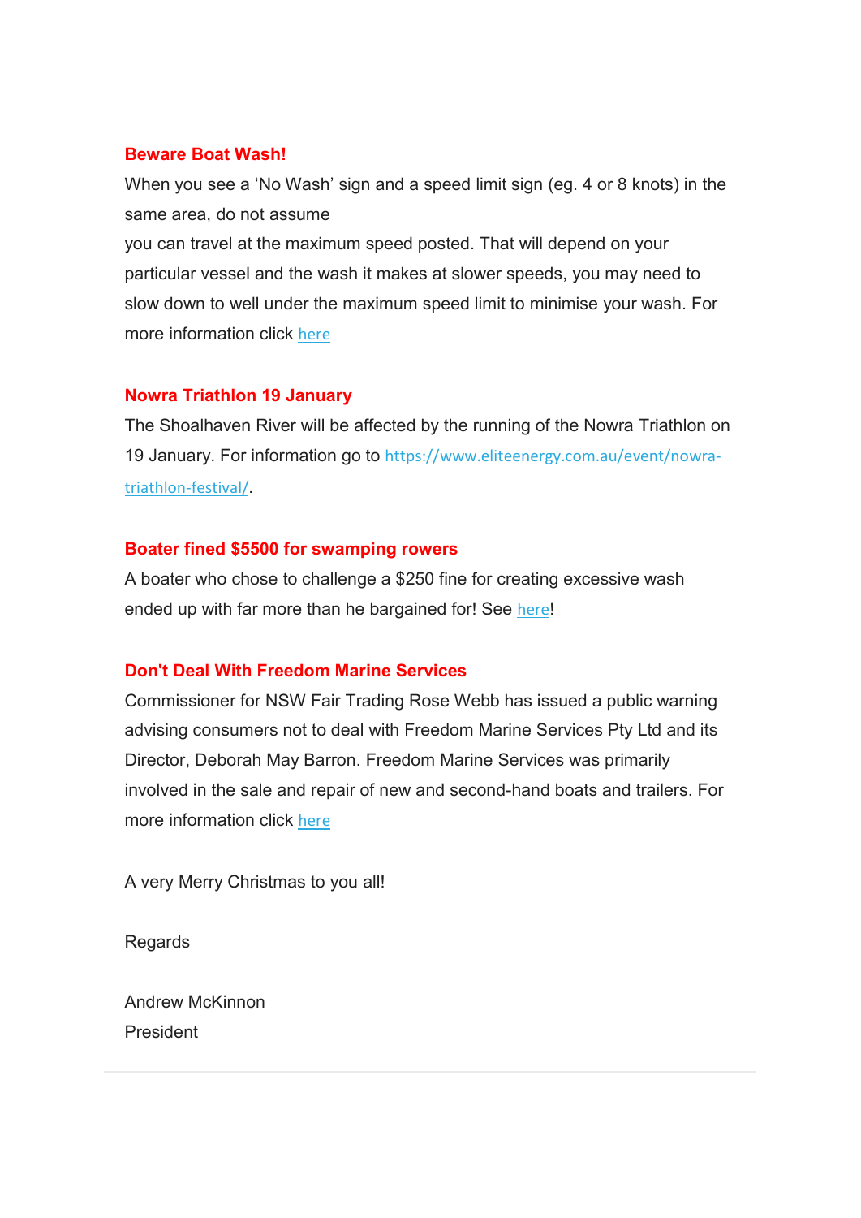### Beware Boat Wash!

When you see a 'No Wash' sign and a speed limit sign (eg. 4 or 8 knots) in the same area, do not assume
you can travel at the maximum speed posted. That will depend on your particular vessel and the wash it makes at slower speeds, you may need to slow down to well under the maximum speed limit to minimise your wash. For more information click here

### Nowra Triathlon 19 January

The Shoalhaven River will be affected by the running of the Nowra Triathlon on 19 January. For information go to https://www.eliteenergy.com.au/event/nowra-triathlon-festival/.

### Boater fined $5500 for swamping rowers

A boater who chose to challenge a $250 fine for creating excessive wash ended up with far more than he bargained for! See here!

### Don't Deal With Freedom Marine Services

Commissioner for NSW Fair Trading Rose Webb has issued a public warning advising consumers not to deal with Freedom Marine Services Pty Ltd and its Director, Deborah May Barron. Freedom Marine Services was primarily involved in the sale and repair of new and second-hand boats and trailers. For more information click here

A very Merry Christmas to you all!

Regards

Andrew McKinnon
President